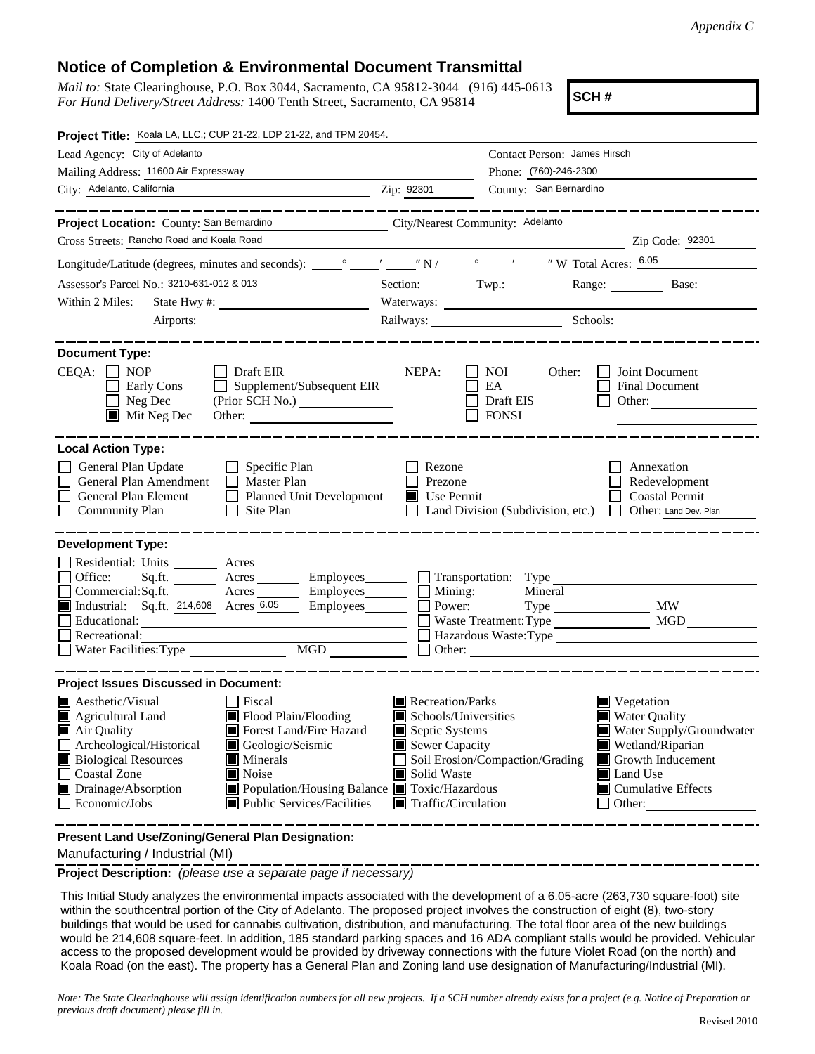*Appendix C*

# Notice of Completion & Environmental Document Transmittal

*Mail to:* State Clearinghouse, P.O. Box 3044, Sacramento, CA 95812-3044 (916) 445-0613
*For Hand Delivery/Street Address:* 1400 Tenth Street, Sacramento, CA 95814

**SCH #**

**Project Title:** Koala LA, LLC.; CUP 21-22, LDP 21-22, and TPM 20454.

Lead Agency: City of Adelanto
Contact Person: James Hirsch
Mailing Address: 11600 Air Expressway
Phone: (760)-246-2300
City: Adelanto, California
Zip: 92301
County: San Bernardino

**Project Location:** County: San Bernardino
City/Nearest Community: Adelanto
Cross Streets: Rancho Road and Koala Road
Zip Code: 92301
Longitude/Latitude (degrees, minutes and seconds): ___° ___′ ___″ N / ___° ___′ ___″ W Total Acres: 6.05
Assessor's Parcel No.: 3210-631-012 & 013
Section: ______ Twp.: ______ Range: ______ Base: ______
Within 2 Miles: State Hwy #: ______ Waterways: ______
Airports: ______ Railways: ______ Schools: ______

**Document Type:**

CEQA: ☐ NOP ☐ Early Cons ☐ Neg Dec ☒ Mit Neg Dec ☐ Draft EIR ☐ Supplement/Subsequent EIR (Prior SCH No.) ______ Other: ______

NEPA: ☐ NOI ☐ EA ☐ Draft EIS ☐ FONSI

Other: ☐ Joint Document ☐ Final Document ☐ Other: ______

**Local Action Type:**

- ☐ General Plan Update
- ☐ General Plan Amendment
- ☐ General Plan Element
- ☐ Community Plan
- ☐ Specific Plan
- ☐ Master Plan
- ☐ Planned Unit Development
- ☐ Site Plan
- ☐ Rezone
- ☐ Prezone
- ☒ Use Permit
- ☐ Land Division (Subdivision, etc.)
- ☐ Annexation
- ☐ Redevelopment
- ☐ Coastal Permit
- ☐ Other: Land Dev. Plan

**Development Type:**

- ☐ Residential: Units ______ Acres ______
- ☐ Office: Sq.ft. ______ Acres ______ Employees ______
- ☐ Commercial: Sq.ft. ______ Acres ______ Employees ______
- ☒ Industrial: Sq.ft. 214,608 Acres 6.05 Employees ______
- ☐ Educational: ______
- ☐ Recreational: ______
- ☐ Water Facilities: Type ______ MGD ______
- ☐ Transportation: Type ______
- ☐ Mining: Mineral ______
- ☐ Power: Type ______ MW ______
- ☐ Waste Treatment: Type ______ MGD ______
- ☐ Hazardous Waste: Type ______
- ☐ Other: ______

**Project Issues Discussed in Document:**

- ☒ Aesthetic/Visual
- ☒ Agricultural Land
- ☒ Air Quality
- ☐ Archeological/Historical
- ☒ Biological Resources
- ☐ Coastal Zone
- ☒ Drainage/Absorption
- ☐ Economic/Jobs
- ☐ Fiscal
- ☒ Flood Plain/Flooding
- ☒ Forest Land/Fire Hazard
- ☒ Geologic/Seismic
- ☒ Minerals
- ☒ Noise
- ☒ Population/Housing Balance
- ☒ Public Services/Facilities
- ☒ Recreation/Parks
- ☒ Schools/Universities
- ☒ Septic Systems
- ☒ Sewer Capacity
- ☐ Soil Erosion/Compaction/Grading
- ☒ Solid Waste
- ☒ Toxic/Hazardous
- ☒ Traffic/Circulation
- ☒ Vegetation
- ☒ Water Quality
- ☒ Water Supply/Groundwater
- ☒ Wetland/Riparian
- ☒ Growth Inducement
- ☒ Land Use
- ☒ Cumulative Effects
- ☐ Other: ______

**Present Land Use/Zoning/General Plan Designation:**

Manufacturing / Industrial (MI)

**Project Description:** *(please use a separate page if necessary)*

This Initial Study analyzes the environmental impacts associated with the development of a 6.05-acre (263,730 square-foot) site within the southcentral portion of the City of Adelanto. The proposed project involves the construction of eight (8), two-story buildings that would be used for cannabis cultivation, distribution, and manufacturing. The total floor area of the new buildings would be 214,608 square-feet. In addition, 185 standard parking spaces and 16 ADA compliant stalls would be provided. Vehicular access to the proposed development would be provided by driveway connections with the future Violet Road (on the north) and Koala Road (on the east). The property has a General Plan and Zoning land use designation of Manufacturing/Industrial (MI).

*Note: The State Clearinghouse will assign identification numbers for all new projects. If a SCH number already exists for a project (e.g. Notice of Preparation or previous draft document) please fill in.*

Revised 2010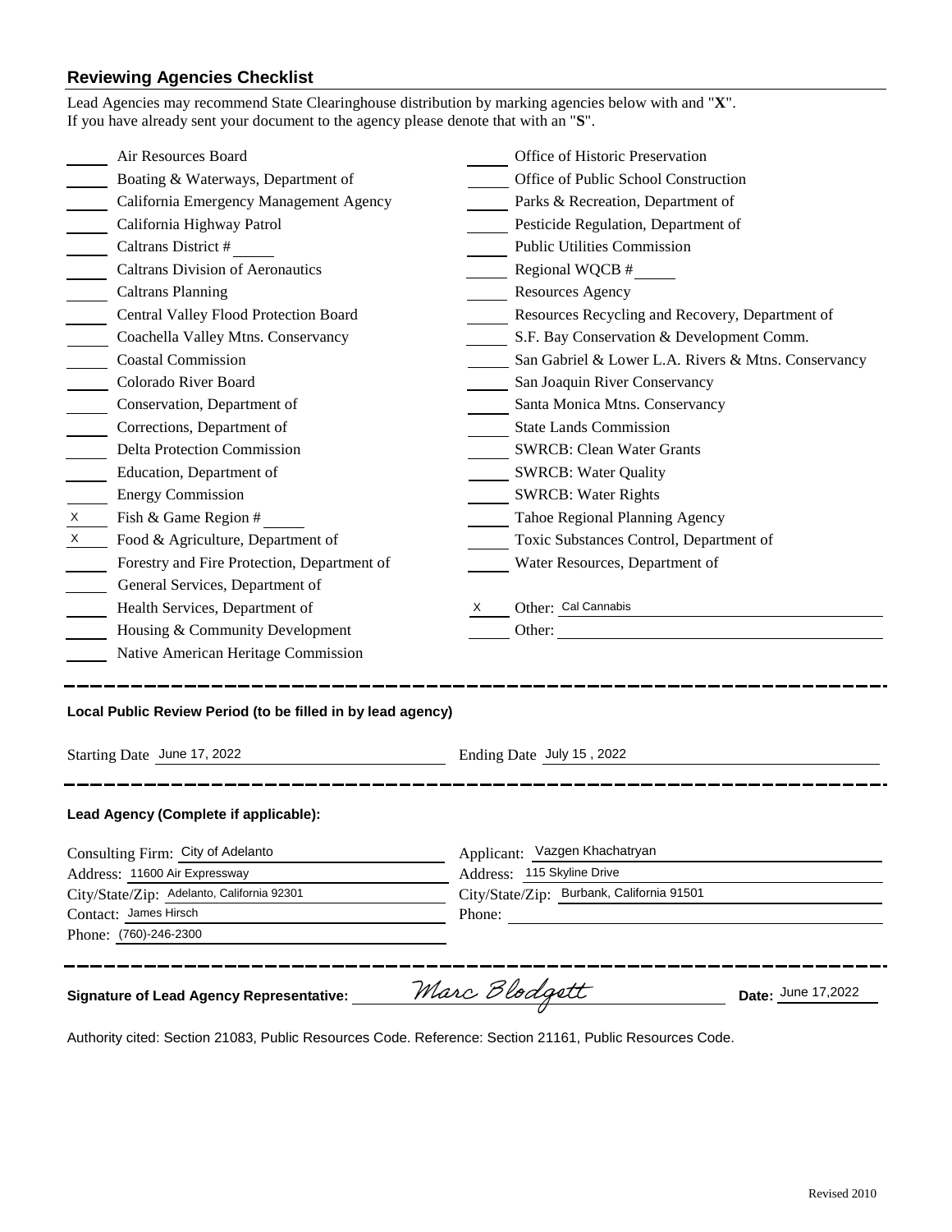## Reviewing Agencies Checklist

Lead Agencies may recommend State Clearinghouse distribution by marking agencies below with and "**X**".
If you have already sent your document to the agency please denote that with an "**S**".

| | | | |
|---|---|---|---|
| | Air Resources Board | | Office of Historic Preservation |
| | Boating & Waterways, Department of | | Office of Public School Construction |
| | California Emergency Management Agency | | Parks & Recreation, Department of |
| | California Highway Patrol | | Pesticide Regulation, Department of |
| | Caltrans District # | | Public Utilities Commission |
| | Caltrans Division of Aeronautics | | Regional WQCB # |
| | Caltrans Planning | | Resources Agency |
| | Central Valley Flood Protection Board | | Resources Recycling and Recovery, Department of |
| | Coachella Valley Mtns. Conservancy | | S.F. Bay Conservation & Development Comm. |
| | Coastal Commission | | San Gabriel & Lower L.A. Rivers & Mtns. Conservancy |
| | Colorado River Board | | San Joaquin River Conservancy |
| | Conservation, Department of | | Santa Monica Mtns. Conservancy |
| | Corrections, Department of | | State Lands Commission |
| | Delta Protection Commission | | SWRCB: Clean Water Grants |
| | Education, Department of | | SWRCB: Water Quality |
| | Energy Commission | | SWRCB: Water Rights |
| X | Fish & Game Region # | | Tahoe Regional Planning Agency |
| X | Food & Agriculture, Department of | | Toxic Substances Control, Department of |
| | Forestry and Fire Protection, Department of | | Water Resources, Department of |
| | General Services, Department of | | |
| | Health Services, Department of | X | Other: Cal Cannabis |
| | Housing & Community Development | | Other: |
| | Native American Heritage Commission | | |

---

**Local Public Review Period (to be filled in by lead agency)**

Starting Date June 17, 2022 Ending Date July 15 , 2022

---

**Lead Agency (Complete if applicable):**

Consulting Firm: City of Adelanto
Address: 11600 Air Expressway
City/State/Zip: Adelanto, California 92301
Contact: James Hirsch
Phone: (760)-246-2300

Applicant: Vazgen Khachatryan
Address: 115 Skyline Drive
City/State/Zip: Burbank, California 91501
Phone:

---

**Signature of Lead Agency Representative:** Marc Blodgett **Date:** June 17,2022

Authority cited: Section 21083, Public Resources Code. Reference: Section 21161, Public Resources Code.

Revised 2010